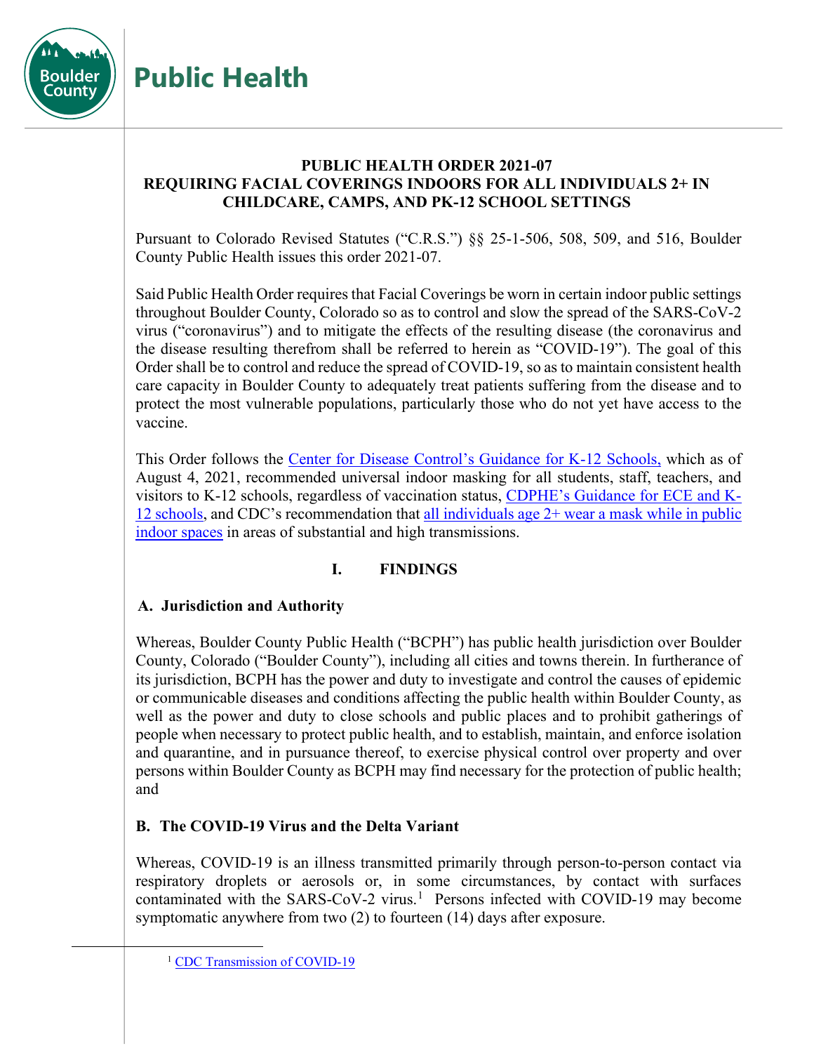# PUBLIC HEALTH ORDER 2021-07
## REQUIRING FACIAL COVERINGS INDOORS FOR ALL INDIVIDUALS 2+ IN CHILDCARE, CAMPS, AND PK-12 SCHOOL SETTINGS

Pursuant to Colorado Revised Statutes ("C.R.S.") §§ 25-1-506, 508, 509, and 516, Boulder County Public Health issues this order 2021-07.

Said Public Health Order requires that Facial Coverings be worn in certain indoor public settings throughout Boulder County, Colorado so as to control and slow the spread of the SARS-CoV-2 virus ("coronavirus") and to mitigate the effects of the resulting disease (the coronavirus and the disease resulting therefrom shall be referred to herein as "COVID-19"). The goal of this Order shall be to control and reduce the spread of COVID-19, so as to maintain consistent health care capacity in Boulder County to adequately treat patients suffering from the disease and to protect the most vulnerable populations, particularly those who do not yet have access to the vaccine.

This Order follows the Center for Disease Control's Guidance for K-12 Schools, which as of August 4, 2021, recommended universal indoor masking for all students, staff, teachers, and visitors to K-12 schools, regardless of vaccination status, CDPHE's Guidance for ECE and K-12 schools, and CDC's recommendation that all individuals age 2+ wear a mask while in public indoor spaces in areas of substantial and high transmissions.

## I. FINDINGS

### A. Jurisdiction and Authority

Whereas, Boulder County Public Health ("BCPH") has public health jurisdiction over Boulder County, Colorado ("Boulder County"), including all cities and towns therein. In furtherance of its jurisdiction, BCPH has the power and duty to investigate and control the causes of epidemic or communicable diseases and conditions affecting the public health within Boulder County, as well as the power and duty to close schools and public places and to prohibit gatherings of people when necessary to protect public health, and to establish, maintain, and enforce isolation and quarantine, and in pursuance thereof, to exercise physical control over property and over persons within Boulder County as BCPH may find necessary for the protection of public health; and

### B. The COVID-19 Virus and the Delta Variant

Whereas, COVID-19 is an illness transmitted primarily through person-to-person contact via respiratory droplets or aerosols or, in some circumstances, by contact with surfaces contaminated with the SARS-CoV-2 virus.[1] Persons infected with COVID-19 may become symptomatic anywhere from two (2) to fourteen (14) days after exposure.

[1] CDC Transmission of COVID-19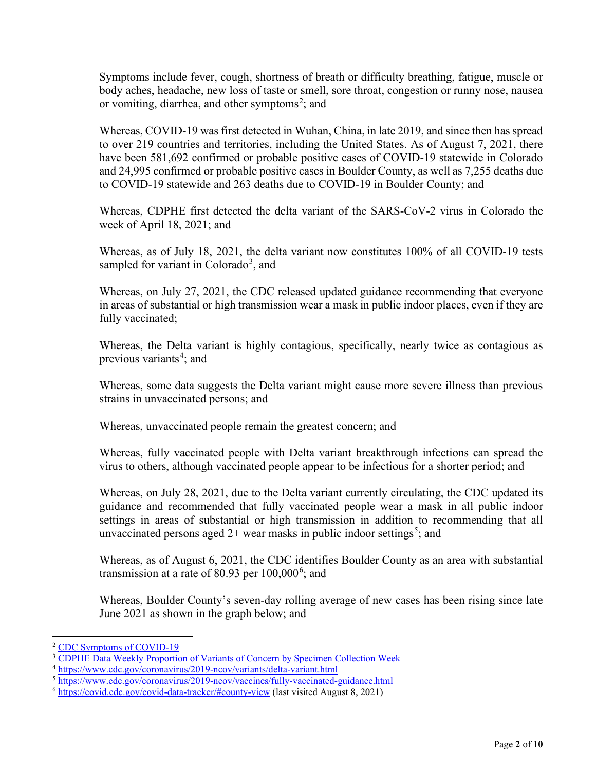Symptoms include fever, cough, shortness of breath or difficulty breathing, fatigue, muscle or body aches, headache, new loss of taste or smell, sore throat, congestion or runny nose, nausea or vomiting, diarrhea, and other symptoms[2]; and

Whereas, COVID-19 was first detected in Wuhan, China, in late 2019, and since then has spread to over 219 countries and territories, including the United States. As of August 7, 2021, there have been 581,692 confirmed or probable positive cases of COVID-19 statewide in Colorado and 24,995 confirmed or probable positive cases in Boulder County, as well as 7,255 deaths due to COVID-19 statewide and 263 deaths due to COVID-19 in Boulder County; and

Whereas, CDPHE first detected the delta variant of the SARS-CoV-2 virus in Colorado the week of April 18, 2021; and

Whereas, as of July 18, 2021, the delta variant now constitutes 100% of all COVID-19 tests sampled for variant in Colorado[3], and

Whereas, on July 27, 2021, the CDC released updated guidance recommending that everyone in areas of substantial or high transmission wear a mask in public indoor places, even if they are fully vaccinated;

Whereas, the Delta variant is highly contagious, specifically, nearly twice as contagious as previous variants[4]; and

Whereas, some data suggests the Delta variant might cause more severe illness than previous strains in unvaccinated persons; and

Whereas, unvaccinated people remain the greatest concern; and

Whereas, fully vaccinated people with Delta variant breakthrough infections can spread the virus to others, although vaccinated people appear to be infectious for a shorter period; and

Whereas, on July 28, 2021, due to the Delta variant currently circulating, the CDC updated its guidance and recommended that fully vaccinated people wear a mask in all public indoor settings in areas of substantial or high transmission in addition to recommending that all unvaccinated persons aged 2+ wear masks in public indoor settings[5]; and

Whereas, as of August 6, 2021, the CDC identifies Boulder County as an area with substantial transmission at a rate of 80.93 per 100,000[6]; and

Whereas, Boulder County's seven-day rolling average of new cases has been rising since late June 2021 as shown in the graph below; and

---

[2] CDC Symptoms of COVID-19

[3] CDPHE Data Weekly Proportion of Variants of Concern by Specimen Collection Week

[4] https://www.cdc.gov/coronavirus/2019-ncov/variants/delta-variant.html

[5] https://www.cdc.gov/coronavirus/2019-ncov/vaccines/fully-vaccinated-guidance.html

[6] https://covid.cdc.gov/covid-data-tracker/#county-view (last visited August 8, 2021)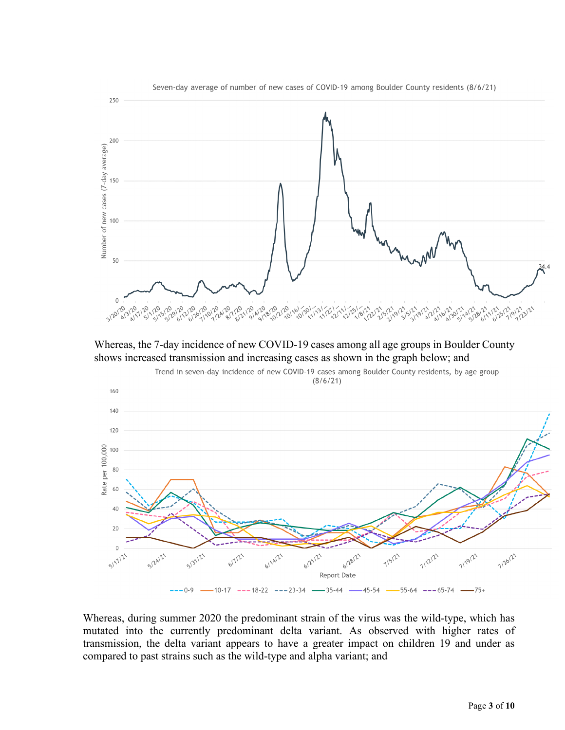Seven-day average of number of new cases of COVID-19 among Boulder County residents (8/6/21)

Whereas, the 7-day incidence of new COVID-19 cases among all age groups in Boulder County shows increased transmission and increasing cases as shown in the graph below; and

Trend in seven-day incidence of new COVID-19 cases among Boulder County residents, by age group (8/6/21)

Whereas, during summer 2020 the predominant strain of the virus was the wild-type, which has mutated into the currently predominant delta variant. As observed with higher rates of transmission, the delta variant appears to have a greater impact on children 19 and under as compared to past strains such as the wild-type and alpha variant; and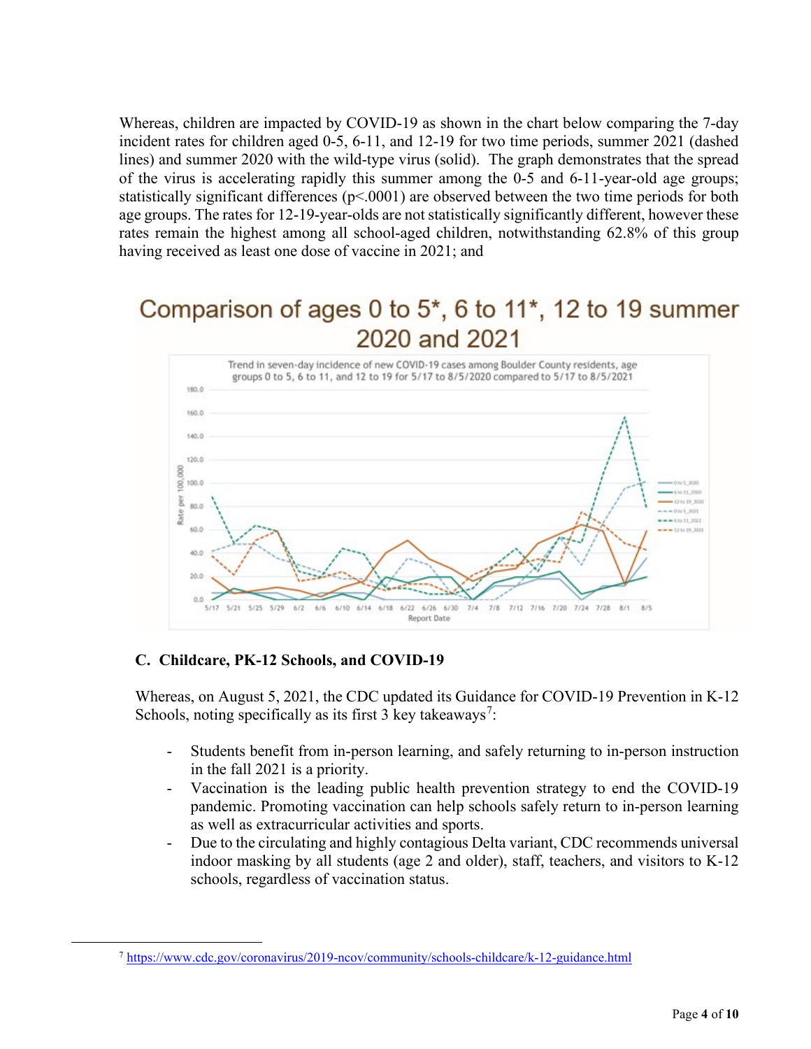Whereas, children are impacted by COVID-19 as shown in the chart below comparing the 7-day incident rates for children aged 0-5, 6-11, and 12-19 for two time periods, summer 2021 (dashed lines) and summer 2020 with the wild-type virus (solid). The graph demonstrates that the spread of the virus is accelerating rapidly this summer among the 0-5 and 6-11-year-old age groups; statistically significant differences ($p<.0001$) are observed between the two time periods for both age groups. The rates for 12-19-year-olds are not statistically significantly different, however these rates remain the highest among all school-aged children, notwithstanding 62.8% of this group having received as least one dose of vaccine in 2021; and

Comparison of ages 0 to 5*, 6 to 11*, 12 to 19 summer 2020 and 2021

Trend in seven-day incidence of new COVID-19 cases among Boulder County residents, age groups 0 to 5, 6 to 11, and 12 to 19 for 5/17 to 8/5/2020 compared to 5/17 to 8/5/2021

### C. Childcare, PK-12 Schools, and COVID-19

Whereas, on August 5, 2021, the CDC updated its Guidance for COVID-19 Prevention in K-12 Schools, noting specifically as its first 3 key takeaways[7]:

- Students benefit from in-person learning, and safely returning to in-person instruction in the fall 2021 is a priority.
- Vaccination is the leading public health prevention strategy to end the COVID-19 pandemic. Promoting vaccination can help schools safely return to in-person learning as well as extracurricular activities and sports.
- Due to the circulating and highly contagious Delta variant, CDC recommends universal indoor masking by all students (age 2 and older), staff, teachers, and visitors to K-12 schools, regardless of vaccination status.

[7] https://www.cdc.gov/coronavirus/2019-ncov/community/schools-childcare/k-12-guidance.html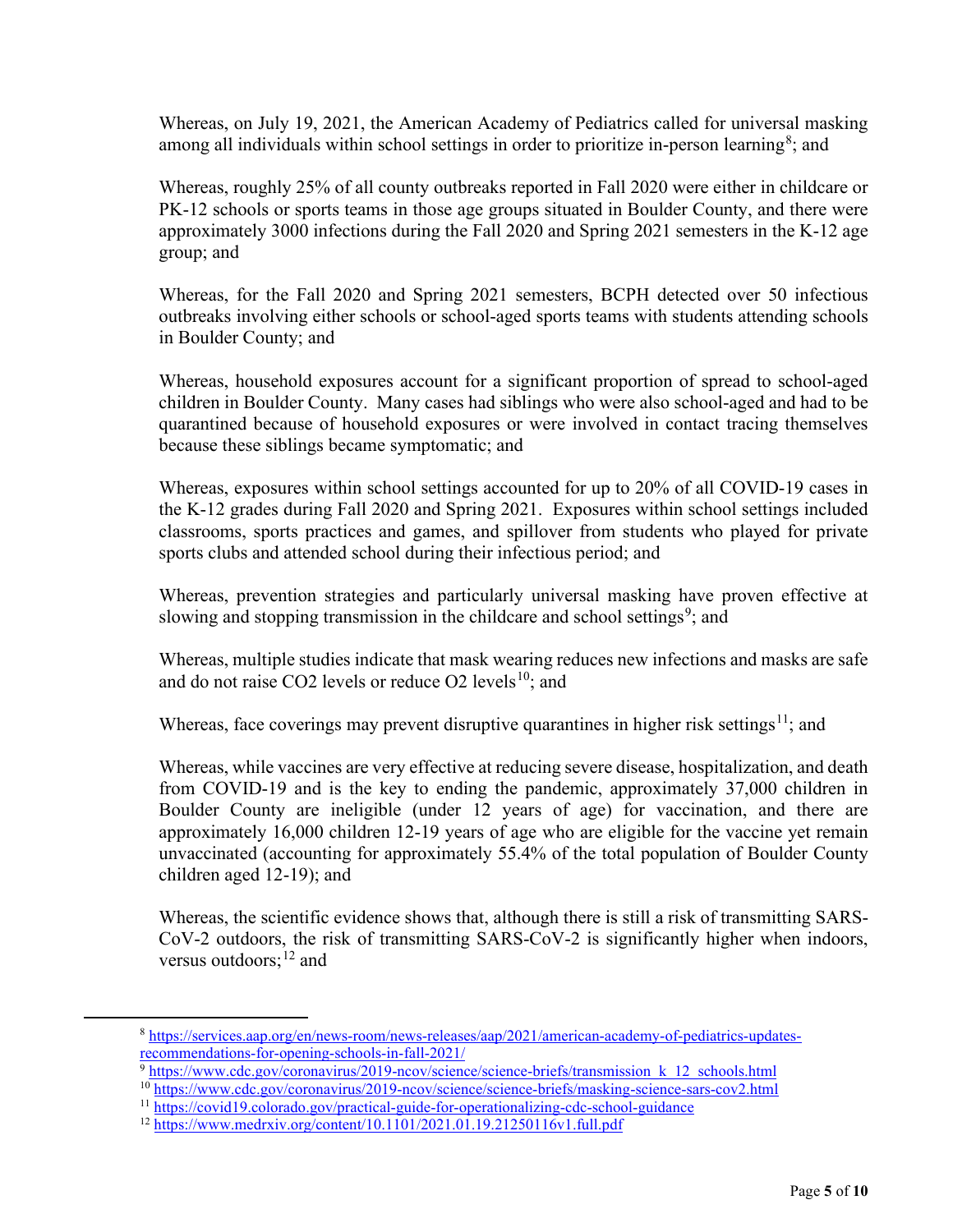Whereas, on July 19, 2021, the American Academy of Pediatrics called for universal masking among all individuals within school settings in order to prioritize in-person learning[8]; and

Whereas, roughly 25% of all county outbreaks reported in Fall 2020 were either in childcare or PK-12 schools or sports teams in those age groups situated in Boulder County, and there were approximately 3000 infections during the Fall 2020 and Spring 2021 semesters in the K-12 age group; and

Whereas, for the Fall 2020 and Spring 2021 semesters, BCPH detected over 50 infectious outbreaks involving either schools or school-aged sports teams with students attending schools in Boulder County; and

Whereas, household exposures account for a significant proportion of spread to school-aged children in Boulder County. Many cases had siblings who were also school-aged and had to be quarantined because of household exposures or were involved in contact tracing themselves because these siblings became symptomatic; and

Whereas, exposures within school settings accounted for up to 20% of all COVID-19 cases in the K-12 grades during Fall 2020 and Spring 2021. Exposures within school settings included classrooms, sports practices and games, and spillover from students who played for private sports clubs and attended school during their infectious period; and

Whereas, prevention strategies and particularly universal masking have proven effective at slowing and stopping transmission in the childcare and school settings[9]; and

Whereas, multiple studies indicate that mask wearing reduces new infections and masks are safe and do not raise CO2 levels or reduce O2 levels[10]; and

Whereas, face coverings may prevent disruptive quarantines in higher risk settings[11]; and

Whereas, while vaccines are very effective at reducing severe disease, hospitalization, and death from COVID-19 and is the key to ending the pandemic, approximately 37,000 children in Boulder County are ineligible (under 12 years of age) for vaccination, and there are approximately 16,000 children 12-19 years of age who are eligible for the vaccine yet remain unvaccinated (accounting for approximately 55.4% of the total population of Boulder County children aged 12-19); and

Whereas, the scientific evidence shows that, although there is still a risk of transmitting SARS-CoV-2 outdoors, the risk of transmitting SARS-CoV-2 is significantly higher when indoors, versus outdoors;[12] and

---

[8] https://services.aap.org/en/news-room/news-releases/aap/2021/american-academy-of-pediatrics-updates-recommendations-for-opening-schools-in-fall-2021/

[9] https://www.cdc.gov/coronavirus/2019-ncov/science/science-briefs/transmission_k_12_schools.html

[10] https://www.cdc.gov/coronavirus/2019-ncov/science/science-briefs/masking-science-sars-cov2.html

[11] https://covid19.colorado.gov/practical-guide-for-operationalizing-cdc-school-guidance

[12] https://www.medrxiv.org/content/10.1101/2021.01.19.21250116v1.full.pdf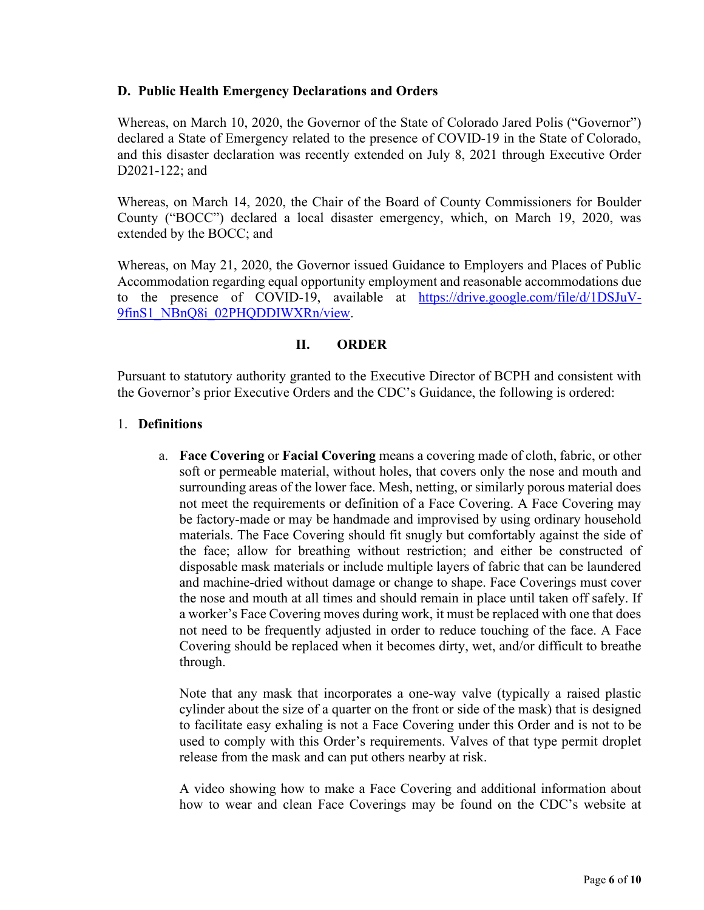### D. Public Health Emergency Declarations and Orders

Whereas, on March 10, 2020, the Governor of the State of Colorado Jared Polis ("Governor") declared a State of Emergency related to the presence of COVID-19 in the State of Colorado, and this disaster declaration was recently extended on July 8, 2021 through Executive Order D2021-122; and

Whereas, on March 14, 2020, the Chair of the Board of County Commissioners for Boulder County ("BOCC") declared a local disaster emergency, which, on March 19, 2020, was extended by the BOCC; and

Whereas, on May 21, 2020, the Governor issued Guidance to Employers and Places of Public Accommodation regarding equal opportunity employment and reasonable accommodations due to the presence of COVID-19, available at [https://drive.google.com/file/d/1DSJuV-9finS1_NBnQ8i_02PHQDDIWXRn/view](https://drive.google.com/file/d/1DSJuV-9finS1_NBnQ8i_02PHQDDIWXRn/view).

## II. ORDER

Pursuant to statutory authority granted to the Executive Director of BCPH and consistent with the Governor's prior Executive Orders and the CDC's Guidance, the following is ordered:

1. **Definitions**

   a. **Face Covering** or **Facial Covering** means a covering made of cloth, fabric, or other soft or permeable material, without holes, that covers only the nose and mouth and surrounding areas of the lower face. Mesh, netting, or similarly porous material does not meet the requirements or definition of a Face Covering. A Face Covering may be factory-made or may be handmade and improvised by using ordinary household materials. The Face Covering should fit snugly but comfortably against the side of the face; allow for breathing without restriction; and either be constructed of disposable mask materials or include multiple layers of fabric that can be laundered and machine-dried without damage or change to shape. Face Coverings must cover the nose and mouth at all times and should remain in place until taken off safely. If a worker's Face Covering moves during work, it must be replaced with one that does not need to be frequently adjusted in order to reduce touching of the face. A Face Covering should be replaced when it becomes dirty, wet, and/or difficult to breathe through.

   Note that any mask that incorporates a one-way valve (typically a raised plastic cylinder about the size of a quarter on the front or side of the mask) that is designed to facilitate easy exhaling is not a Face Covering under this Order and is not to be used to comply with this Order's requirements. Valves of that type permit droplet release from the mask and can put others nearby at risk.

   A video showing how to make a Face Covering and additional information about how to wear and clean Face Coverings may be found on the CDC's website at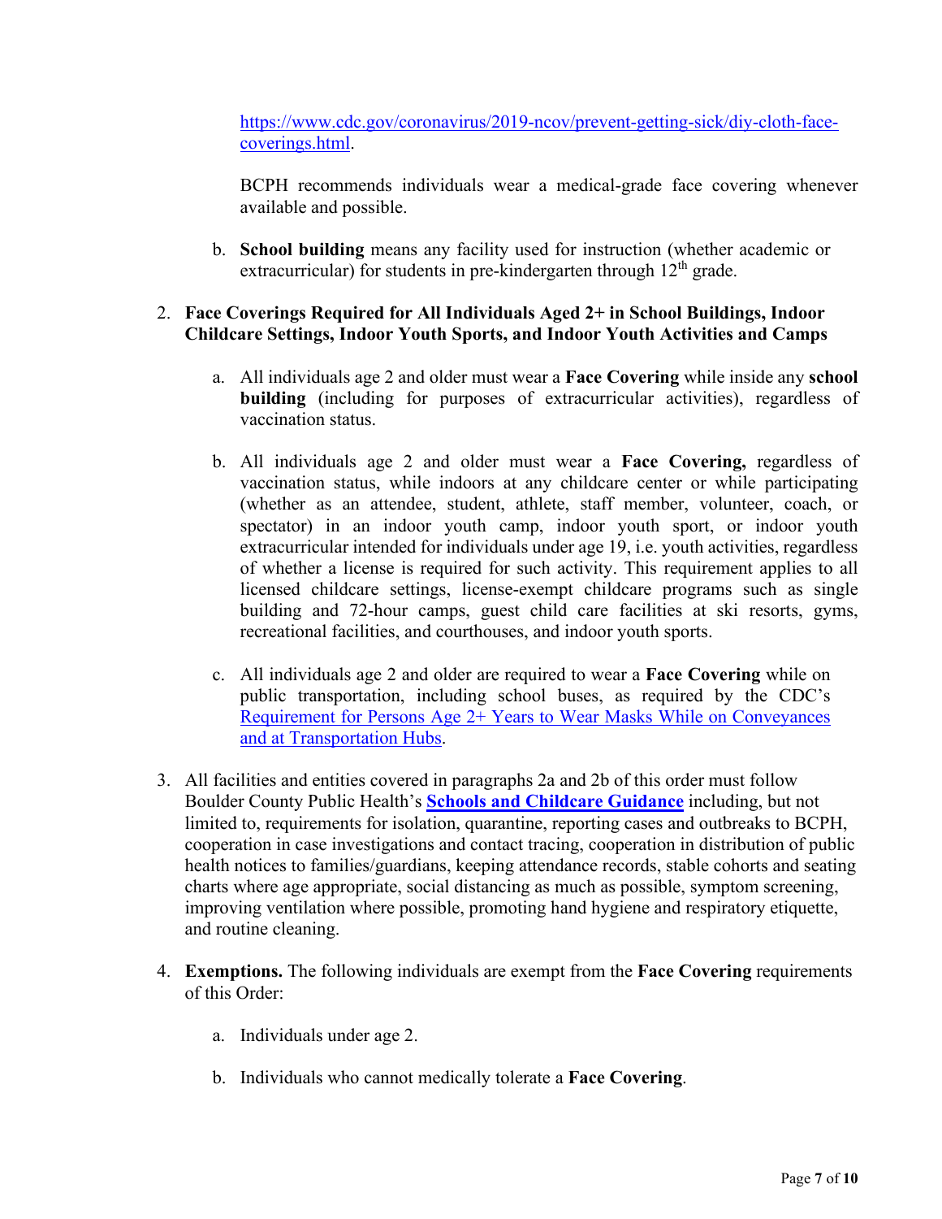https://www.cdc.gov/coronavirus/2019-ncov/prevent-getting-sick/diy-cloth-face-coverings.html.

BCPH recommends individuals wear a medical-grade face covering whenever available and possible.

b. **School building** means any facility used for instruction (whether academic or extracurricular) for students in pre-kindergarten through 12th grade.

2. **Face Coverings Required for All Individuals Aged 2+ in School Buildings, Indoor Childcare Settings, Indoor Youth Sports, and Indoor Youth Activities and Camps**

   a. All individuals age 2 and older must wear a **Face Covering** while inside any **school building** (including for purposes of extracurricular activities), regardless of vaccination status.

   b. All individuals age 2 and older must wear a **Face Covering,** regardless of vaccination status, while indoors at any childcare center or while participating (whether as an attendee, student, athlete, staff member, volunteer, coach, or spectator) in an indoor youth camp, indoor youth sport, or indoor youth extracurricular intended for individuals under age 19, i.e. youth activities, regardless of whether a license is required for such activity. This requirement applies to all licensed childcare settings, license-exempt childcare programs such as single building and 72-hour camps, guest child care facilities at ski resorts, gyms, recreational facilities, and courthouses, and indoor youth sports.

   c. All individuals age 2 and older are required to wear a **Face Covering** while on public transportation, including school buses, as required by the CDC's Requirement for Persons Age 2+ Years to Wear Masks While on Conveyances and at Transportation Hubs.

3. All facilities and entities covered in paragraphs 2a and 2b of this order must follow Boulder County Public Health's **Schools and Childcare Guidance** including, but not limited to, requirements for isolation, quarantine, reporting cases and outbreaks to BCPH, cooperation in case investigations and contact tracing, cooperation in distribution of public health notices to families/guardians, keeping attendance records, stable cohorts and seating charts where age appropriate, social distancing as much as possible, symptom screening, improving ventilation where possible, promoting hand hygiene and respiratory etiquette, and routine cleaning.

4. **Exemptions.** The following individuals are exempt from the **Face Covering** requirements of this Order:

   a. Individuals under age 2.

   b. Individuals who cannot medically tolerate a **Face Covering**.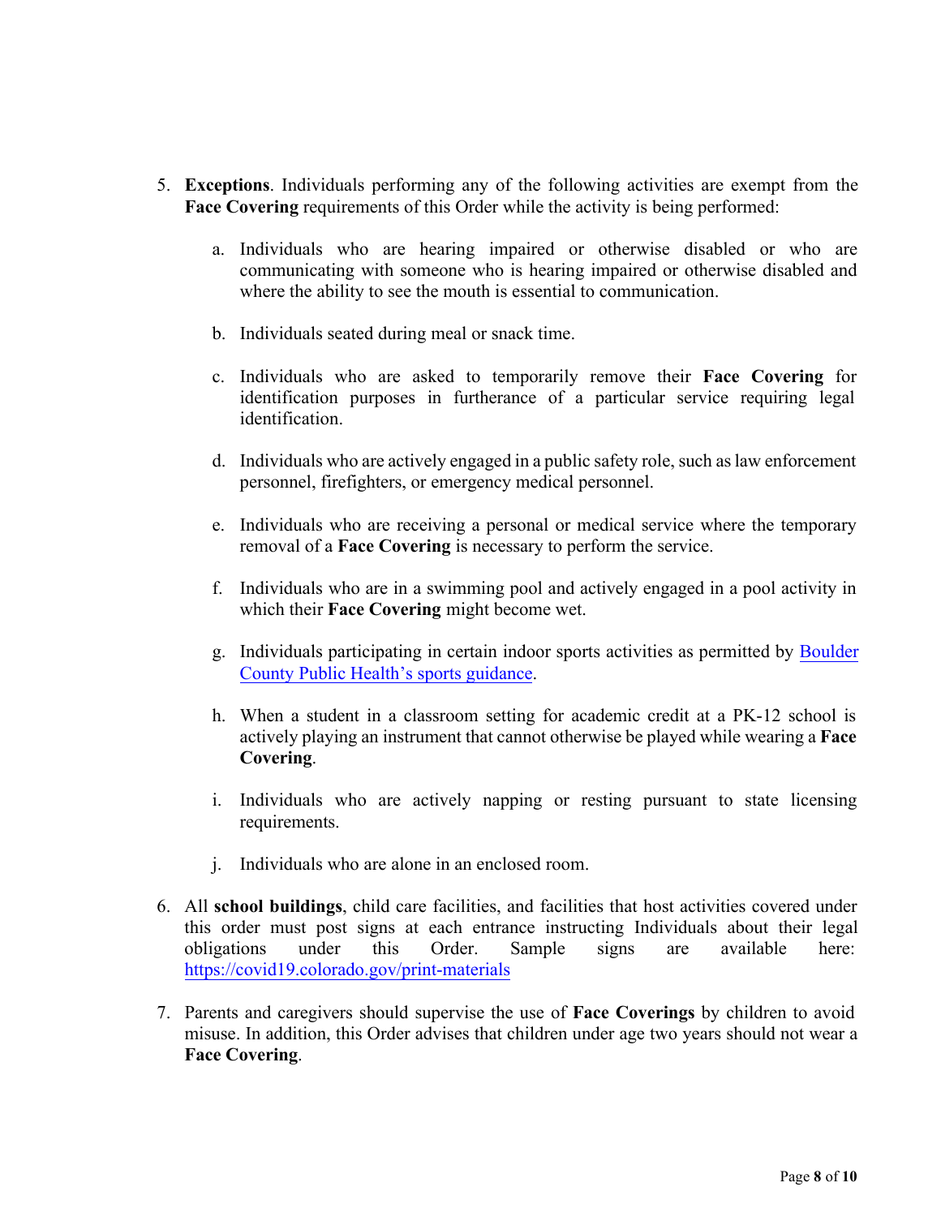5. **Exceptions**. Individuals performing any of the following activities are exempt from the **Face Covering** requirements of this Order while the activity is being performed:

    a. Individuals who are hearing impaired or otherwise disabled or who are communicating with someone who is hearing impaired or otherwise disabled and where the ability to see the mouth is essential to communication.

    b. Individuals seated during meal or snack time.

    c. Individuals who are asked to temporarily remove their **Face Covering** for identification purposes in furtherance of a particular service requiring legal identification.

    d. Individuals who are actively engaged in a public safety role, such as law enforcement personnel, firefighters, or emergency medical personnel.

    e. Individuals who are receiving a personal or medical service where the temporary removal of a **Face Covering** is necessary to perform the service.

    f. Individuals who are in a swimming pool and actively engaged in a pool activity in which their **Face Covering** might become wet.

    g. Individuals participating in certain indoor sports activities as permitted by Boulder County Public Health's sports guidance.

    h. When a student in a classroom setting for academic credit at a PK-12 school is actively playing an instrument that cannot otherwise be played while wearing a **Face Covering**.

    i. Individuals who are actively napping or resting pursuant to state licensing requirements.

    j. Individuals who are alone in an enclosed room.

6. All **school buildings**, child care facilities, and facilities that host activities covered under this order must post signs at each entrance instructing Individuals about their legal obligations under this Order. Sample signs are available here: https://covid19.colorado.gov/print-materials

7. Parents and caregivers should supervise the use of **Face Coverings** by children to avoid misuse. In addition, this Order advises that children under age two years should not wear a **Face Covering**.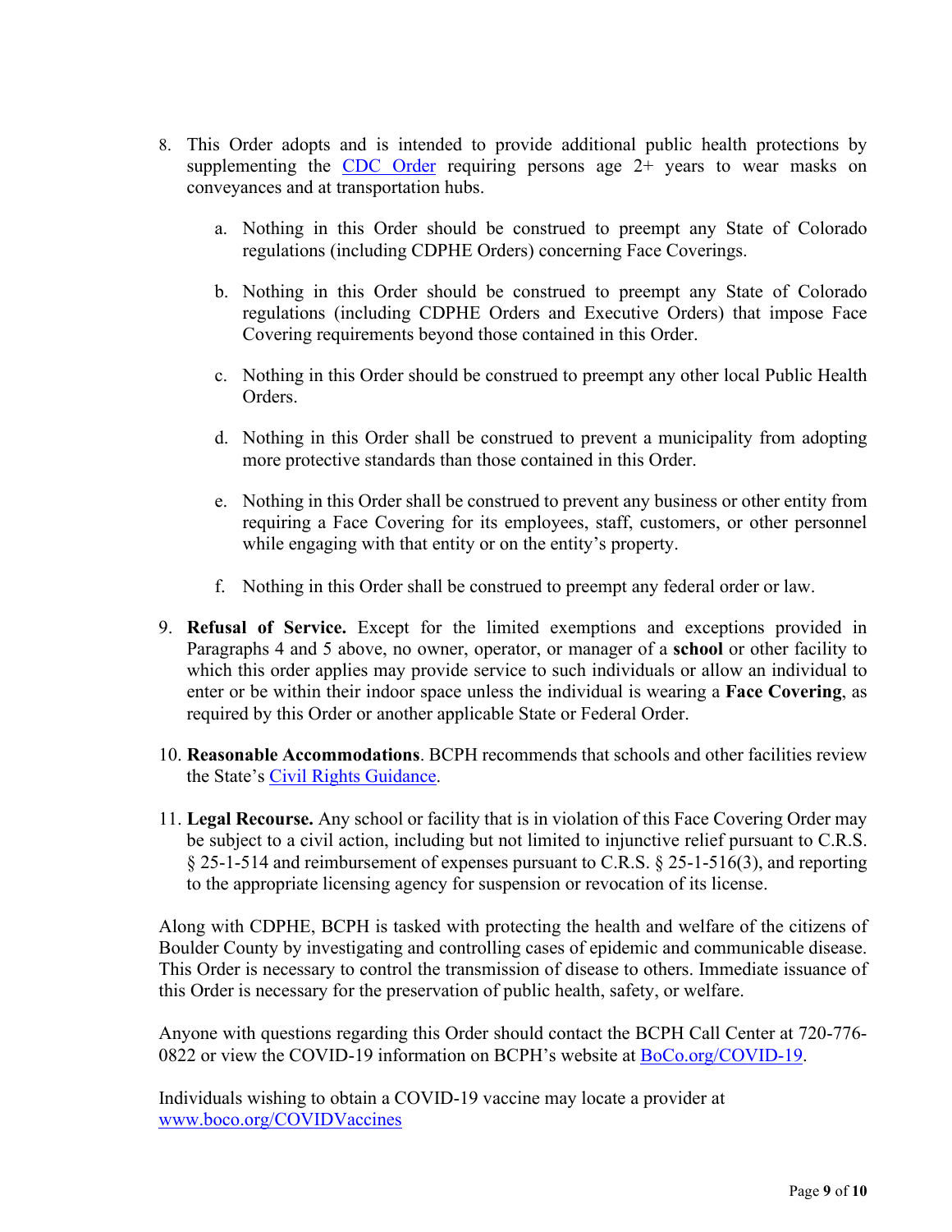8. This Order adopts and is intended to provide additional public health protections by supplementing the CDC Order requiring persons age 2+ years to wear masks on conveyances and at transportation hubs.

    a. Nothing in this Order should be construed to preempt any State of Colorado regulations (including CDPHE Orders) concerning Face Coverings.

    b. Nothing in this Order should be construed to preempt any State of Colorado regulations (including CDPHE Orders and Executive Orders) that impose Face Covering requirements beyond those contained in this Order.

    c. Nothing in this Order should be construed to preempt any other local Public Health Orders.

    d. Nothing in this Order shall be construed to prevent a municipality from adopting more protective standards than those contained in this Order.

    e. Nothing in this Order shall be construed to prevent any business or other entity from requiring a Face Covering for its employees, staff, customers, or other personnel while engaging with that entity or on the entity's property.

    f. Nothing in this Order shall be construed to preempt any federal order or law.

9. **Refusal of Service.** Except for the limited exemptions and exceptions provided in Paragraphs 4 and 5 above, no owner, operator, or manager of a **school** or other facility to which this order applies may provide service to such individuals or allow an individual to enter or be within their indoor space unless the individual is wearing a **Face Covering**, as required by this Order or another applicable State or Federal Order.

10. **Reasonable Accommodations**. BCPH recommends that schools and other facilities review the State's Civil Rights Guidance.

11. **Legal Recourse.** Any school or facility that is in violation of this Face Covering Order may be subject to a civil action, including but not limited to injunctive relief pursuant to C.R.S. § 25-1-514 and reimbursement of expenses pursuant to C.R.S. § 25-1-516(3), and reporting to the appropriate licensing agency for suspension or revocation of its license.

Along with CDPHE, BCPH is tasked with protecting the health and welfare of the citizens of Boulder County by investigating and controlling cases of epidemic and communicable disease. This Order is necessary to control the transmission of disease to others. Immediate issuance of this Order is necessary for the preservation of public health, safety, or welfare.

Anyone with questions regarding this Order should contact the BCPH Call Center at 720-776-0822 or view the COVID-19 information on BCPH's website at BoCo.org/COVID-19.

Individuals wishing to obtain a COVID-19 vaccine may locate a provider at www.boco.org/COVIDVaccines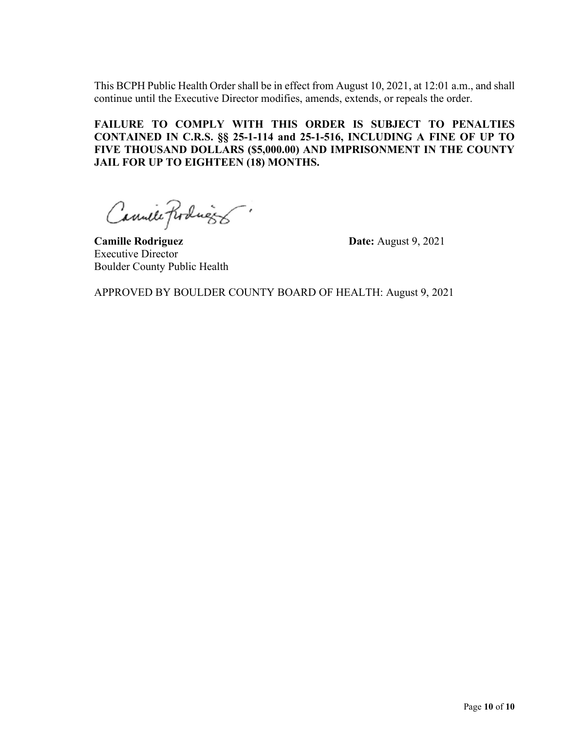This BCPH Public Health Order shall be in effect from August 10, 2021, at 12:01 a.m., and shall continue until the Executive Director modifies, amends, extends, or repeals the order.

**FAILURE TO COMPLY WITH THIS ORDER IS SUBJECT TO PENALTIES CONTAINED IN C.R.S. §§ 25-1-114 and 25-1-516, INCLUDING A FINE OF UP TO FIVE THOUSAND DOLLARS ($5,000.00) AND IMPRISONMENT IN THE COUNTY JAIL FOR UP TO EIGHTEEN (18) MONTHS.**

**Camille Rodriguez**
Executive Director
Boulder County Public Health

**Date:** August 9, 2021

APPROVED BY BOULDER COUNTY BOARD OF HEALTH: August 9, 2021